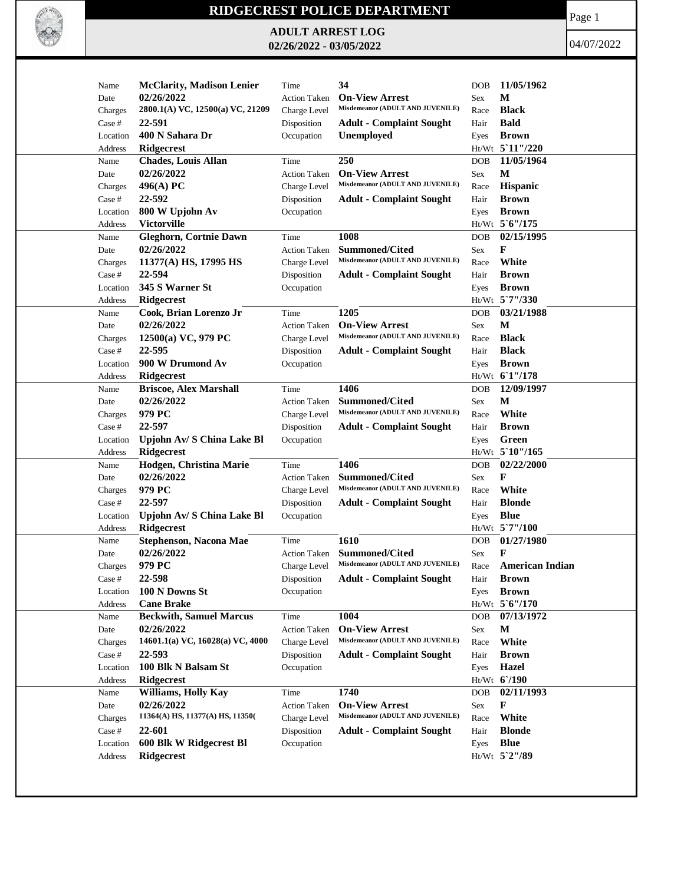# RIDGECREST POLICE DEPARTMENT

## ADULT ARREST LOG
## 02/26/2022 - 03/05/2022

04/07/2022

| Field | Value | Field | Value | Field | Value |
|---|---|---|---|---|---|
| Name | **McClarity, Madison Lenier** | Time | **34** | DOB | **11/05/1962** |
| Date | **02/26/2022** | Action Taken | **On-View Arrest** | Sex | **M** |
| Charges | **2800.1(A) VC, 12500(a) VC, 21209** | Charge Level | **Misdemeanor (ADULT AND JUVENILE)** | Race | **Black** |
| Case # | **22-591** | Disposition | **Adult - Complaint Sought** | Hair | **Bald** |
| Location | **400 N Sahara Dr** | Occupation | **Unemployed** | Eyes | **Brown** |
| Address | **Ridgecrest** | | | Ht/Wt | **5`11"/220** |

| Field | Value | Field | Value | Field | Value |
|---|---|---|---|---|---|
| Name | **Chades, Louis Allan** | Time | **250** | DOB | **11/05/1964** |
| Date | **02/26/2022** | Action Taken | **On-View Arrest** | Sex | **M** |
| Charges | **496(A) PC** | Charge Level | **Misdemeanor (ADULT AND JUVENILE)** | Race | **Hispanic** |
| Case # | **22-592** | Disposition | **Adult - Complaint Sought** | Hair | **Brown** |
| Location | **800 W Upjohn Av** | Occupation | | Eyes | **Brown** |
| Address | **Victorville** | | | Ht/Wt | **5`6"/175** |

| Field | Value | Field | Value | Field | Value |
|---|---|---|---|---|---|
| Name | **Gleghorn, Cortnie Dawn** | Time | **1008** | DOB | **02/15/1995** |
| Date | **02/26/2022** | Action Taken | **Summoned/Cited** | Sex | **F** |
| Charges | **11377(A) HS, 17995 HS** | Charge Level | **Misdemeanor (ADULT AND JUVENILE)** | Race | **White** |
| Case # | **22-594** | Disposition | **Adult - Complaint Sought** | Hair | **Brown** |
| Location | **345 S Warner St** | Occupation | | Eyes | **Brown** |
| Address | **Ridgecrest** | | | Ht/Wt | **5`7"/330** |

| Field | Value | Field | Value | Field | Value |
|---|---|---|---|---|---|
| Name | **Cook, Brian Lorenzo Jr** | Time | **1205** | DOB | **03/21/1988** |
| Date | **02/26/2022** | Action Taken | **On-View Arrest** | Sex | **M** |
| Charges | **12500(a) VC, 979 PC** | Charge Level | **Misdemeanor (ADULT AND JUVENILE)** | Race | **Black** |
| Case # | **22-595** | Disposition | **Adult - Complaint Sought** | Hair | **Black** |
| Location | **900 W Drumond Av** | Occupation | | Eyes | **Brown** |
| Address | **Ridgecrest** | | | Ht/Wt | **6`1"/178** |

| Field | Value | Field | Value | Field | Value |
|---|---|---|---|---|---|
| Name | **Briscoe, Alex Marshall** | Time | **1406** | DOB | **12/09/1997** |
| Date | **02/26/2022** | Action Taken | **Summoned/Cited** | Sex | **M** |
| Charges | **979 PC** | Charge Level | **Misdemeanor (ADULT AND JUVENILE)** | Race | **White** |
| Case # | **22-597** | Disposition | **Adult - Complaint Sought** | Hair | **Brown** |
| Location | **Upjohn Av/ S China Lake Bl** | Occupation | | Eyes | **Green** |
| Address | **Ridgecrest** | | | Ht/Wt | **5`10"/165** |

| Field | Value | Field | Value | Field | Value |
|---|---|---|---|---|---|
| Name | **Hodgen, Christina Marie** | Time | **1406** | DOB | **02/22/2000** |
| Date | **02/26/2022** | Action Taken | **Summoned/Cited** | Sex | **F** |
| Charges | **979 PC** | Charge Level | **Misdemeanor (ADULT AND JUVENILE)** | Race | **White** |
| Case # | **22-597** | Disposition | **Adult - Complaint Sought** | Hair | **Blonde** |
| Location | **Upjohn Av/ S China Lake Bl** | Occupation | | Eyes | **Blue** |
| Address | **Ridgecrest** | | | Ht/Wt | **5`7"/100** |

| Field | Value | Field | Value | Field | Value |
|---|---|---|---|---|---|
| Name | **Stephenson, Nacona Mae** | Time | **1610** | DOB | **01/27/1980** |
| Date | **02/26/2022** | Action Taken | **Summoned/Cited** | Sex | **F** |
| Charges | **979 PC** | Charge Level | **Misdemeanor (ADULT AND JUVENILE)** | Race | **American Indian** |
| Case # | **22-598** | Disposition | **Adult - Complaint Sought** | Hair | **Brown** |
| Location | **100 N Downs St** | Occupation | | Eyes | **Brown** |
| Address | **Cane Brake** | | | Ht/Wt | **5`6"/170** |

| Field | Value | Field | Value | Field | Value |
|---|---|---|---|---|---|
| Name | **Beckwith, Samuel Marcus** | Time | **1004** | DOB | **07/13/1972** |
| Date | **02/26/2022** | Action Taken | **On-View Arrest** | Sex | **M** |
| Charges | **14601.1(a) VC, 16028(a) VC, 4000** | Charge Level | **Misdemeanor (ADULT AND JUVENILE)** | Race | **White** |
| Case # | **22-593** | Disposition | **Adult - Complaint Sought** | Hair | **Brown** |
| Location | **100 Blk N Balsam St** | Occupation | | Eyes | **Hazel** |
| Address | **Ridgecrest** | | | Ht/Wt | **6`/190** |

| Field | Value | Field | Value | Field | Value |
|---|---|---|---|---|---|
| Name | **Williams, Holly Kay** | Time | **1740** | DOB | **02/11/1993** |
| Date | **02/26/2022** | Action Taken | **On-View Arrest** | Sex | **F** |
| Charges | **11364(A) HS, 11377(A) HS, 11350(** | Charge Level | **Misdemeanor (ADULT AND JUVENILE)** | Race | **White** |
| Case # | **22-601** | Disposition | **Adult - Complaint Sought** | Hair | **Blonde** |
| Location | **600 Blk W Ridgecrest Bl** | Occupation | | Eyes | **Blue** |
| Address | **Ridgecrest** | | | Ht/Wt | **5`2"/89** |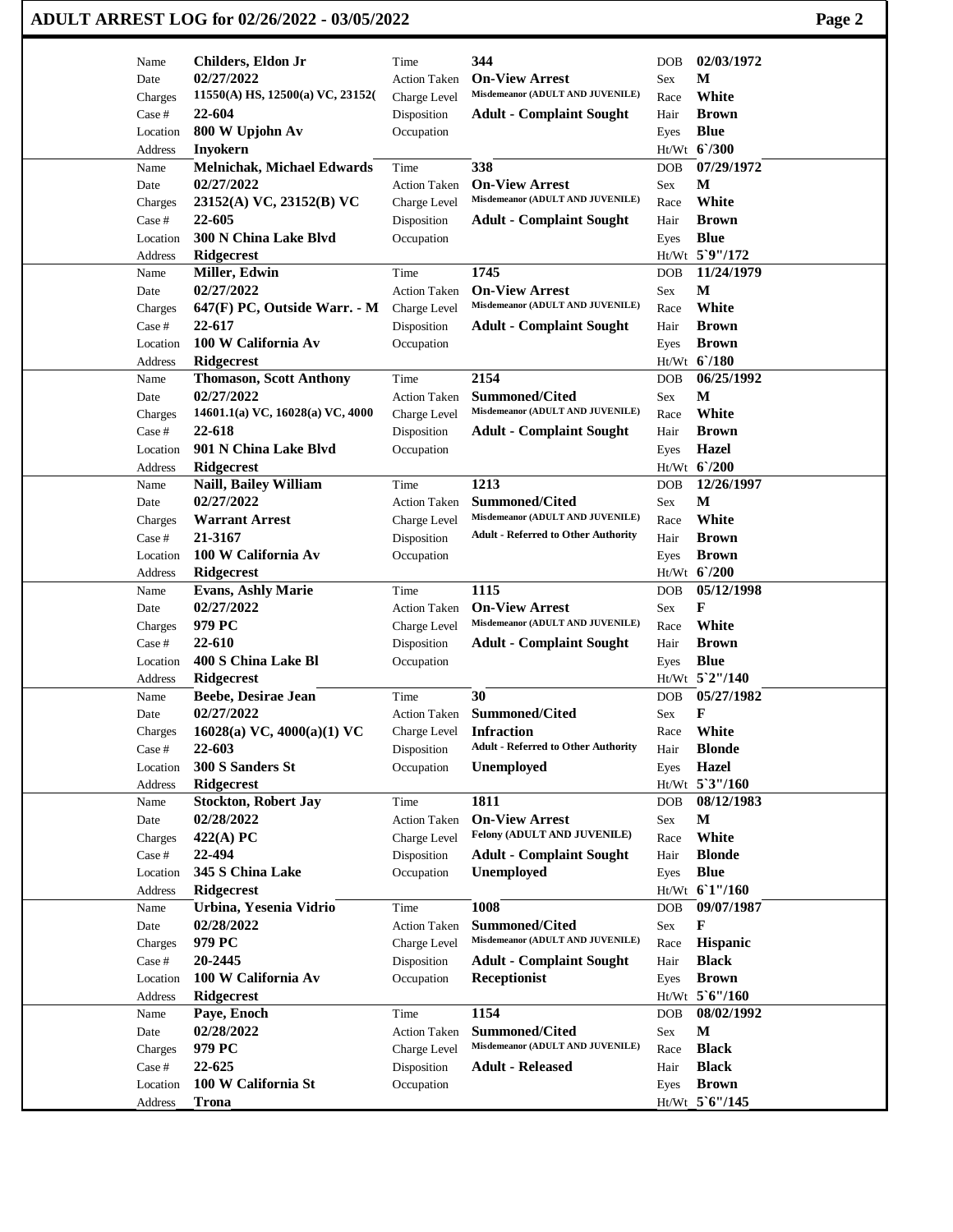# ADULT ARREST LOG for 02/26/2022 - 03/05/2022

| Name | Childers, Eldon Jr | Time | 344 | DOB | 02/03/1972 |
|---|---|---|---|---|---|
| Date | 02/27/2022 | Action Taken | On-View Arrest | Sex | M |
| Charges | 11550(A) HS, 12500(a) VC, 23152( | Charge Level | Misdemeanor (ADULT AND JUVENILE) | Race | White |
| Case # | 22-604 | Disposition | Adult - Complaint Sought | Hair | Brown |
| Location | 800 W Upjohn Av | Occupation | | Eyes | Blue |
| Address | Inyokern | | | Ht/Wt | 6`/300 |

| Name | Melnichak, Michael Edwards | Time | 338 | DOB | 07/29/1972 |
|---|---|---|---|---|---|
| Date | 02/27/2022 | Action Taken | On-View Arrest | Sex | M |
| Charges | 23152(A) VC, 23152(B) VC | Charge Level | Misdemeanor (ADULT AND JUVENILE) | Race | White |
| Case # | 22-605 | Disposition | Adult - Complaint Sought | Hair | Brown |
| Location | 300 N China Lake Blvd | Occupation | | Eyes | Blue |
| Address | Ridgecrest | | | Ht/Wt | 5`9"/172 |

| Name | Miller, Edwin | Time | 1745 | DOB | 11/24/1979 |
|---|---|---|---|---|---|
| Date | 02/27/2022 | Action Taken | On-View Arrest | Sex | M |
| Charges | 647(F) PC, Outside Warr. - M | Charge Level | Misdemeanor (ADULT AND JUVENILE) | Race | White |
| Case # | 22-617 | Disposition | Adult - Complaint Sought | Hair | Brown |
| Location | 100 W California Av | Occupation | | Eyes | Brown |
| Address | Ridgecrest | | | Ht/Wt | 6`/180 |

| Name | Thomason, Scott Anthony | Time | 2154 | DOB | 06/25/1992 |
|---|---|---|---|---|---|
| Date | 02/27/2022 | Action Taken | Summoned/Cited | Sex | M |
| Charges | 14601.1(a) VC, 16028(a) VC, 4000 | Charge Level | Misdemeanor (ADULT AND JUVENILE) | Race | White |
| Case # | 22-618 | Disposition | Adult - Complaint Sought | Hair | Brown |
| Location | 901 N China Lake Blvd | Occupation | | Eyes | Hazel |
| Address | Ridgecrest | | | Ht/Wt | 6`/200 |

| Name | Naill, Bailey William | Time | 1213 | DOB | 12/26/1997 |
|---|---|---|---|---|---|
| Date | 02/27/2022 | Action Taken | Summoned/Cited | Sex | M |
| Charges | Warrant Arrest | Charge Level | Misdemeanor (ADULT AND JUVENILE) | Race | White |
| Case # | 21-3167 | Disposition | Adult - Referred to Other Authority | Hair | Brown |
| Location | 100 W California Av | Occupation | | Eyes | Brown |
| Address | Ridgecrest | | | Ht/Wt | 6`/200 |

| Name | Evans, Ashly Marie | Time | 1115 | DOB | 05/12/1998 |
|---|---|---|---|---|---|
| Date | 02/27/2022 | Action Taken | On-View Arrest | Sex | F |
| Charges | 979 PC | Charge Level | Misdemeanor (ADULT AND JUVENILE) | Race | White |
| Case # | 22-610 | Disposition | Adult - Complaint Sought | Hair | Brown |
| Location | 400 S China Lake Bl | Occupation | | Eyes | Blue |
| Address | Ridgecrest | | | Ht/Wt | 5`2"/140 |

| Name | Beebe, Desirae Jean | Time | 30 | DOB | 05/27/1982 |
|---|---|---|---|---|---|
| Date | 02/27/2022 | Action Taken | Summoned/Cited | Sex | F |
| Charges | 16028(a) VC, 4000(a)(1) VC | Charge Level | Infraction | Race | White |
| Case # | 22-603 | Disposition | Adult - Referred to Other Authority | Hair | Blonde |
| Location | 300 S Sanders St | Occupation | Unemployed | Eyes | Hazel |
| Address | Ridgecrest | | | Ht/Wt | 5`3"/160 |

| Name | Stockton, Robert Jay | Time | 1811 | DOB | 08/12/1983 |
|---|---|---|---|---|---|
| Date | 02/28/2022 | Action Taken | On-View Arrest | Sex | M |
| Charges | 422(A) PC | Charge Level | Felony (ADULT AND JUVENILE) | Race | White |
| Case # | 22-494 | Disposition | Adult - Complaint Sought | Hair | Blonde |
| Location | 345 S China Lake | Occupation | Unemployed | Eyes | Blue |
| Address | Ridgecrest | | | Ht/Wt | 6`1"/160 |

| Name | Urbina, Yesenia Vidrio | Time | 1008 | DOB | 09/07/1987 |
|---|---|---|---|---|---|
| Date | 02/28/2022 | Action Taken | Summoned/Cited | Sex | F |
| Charges | 979 PC | Charge Level | Misdemeanor (ADULT AND JUVENILE) | Race | Hispanic |
| Case # | 20-2445 | Disposition | Adult - Complaint Sought | Hair | Black |
| Location | 100 W California Av | Occupation | Receptionist | Eyes | Brown |
| Address | Ridgecrest | | | Ht/Wt | 5`6"/160 |

| Name | Paye, Enoch | Time | 1154 | DOB | 08/02/1992 |
|---|---|---|---|---|---|
| Date | 02/28/2022 | Action Taken | Summoned/Cited | Sex | M |
| Charges | 979 PC | Charge Level | Misdemeanor (ADULT AND JUVENILE) | Race | Black |
| Case # | 22-625 | Disposition | Adult - Released | Hair | Black |
| Location | 100 W California St | Occupation | | Eyes | Brown |
| Address | Trona | | | Ht/Wt | 5`6"/145 |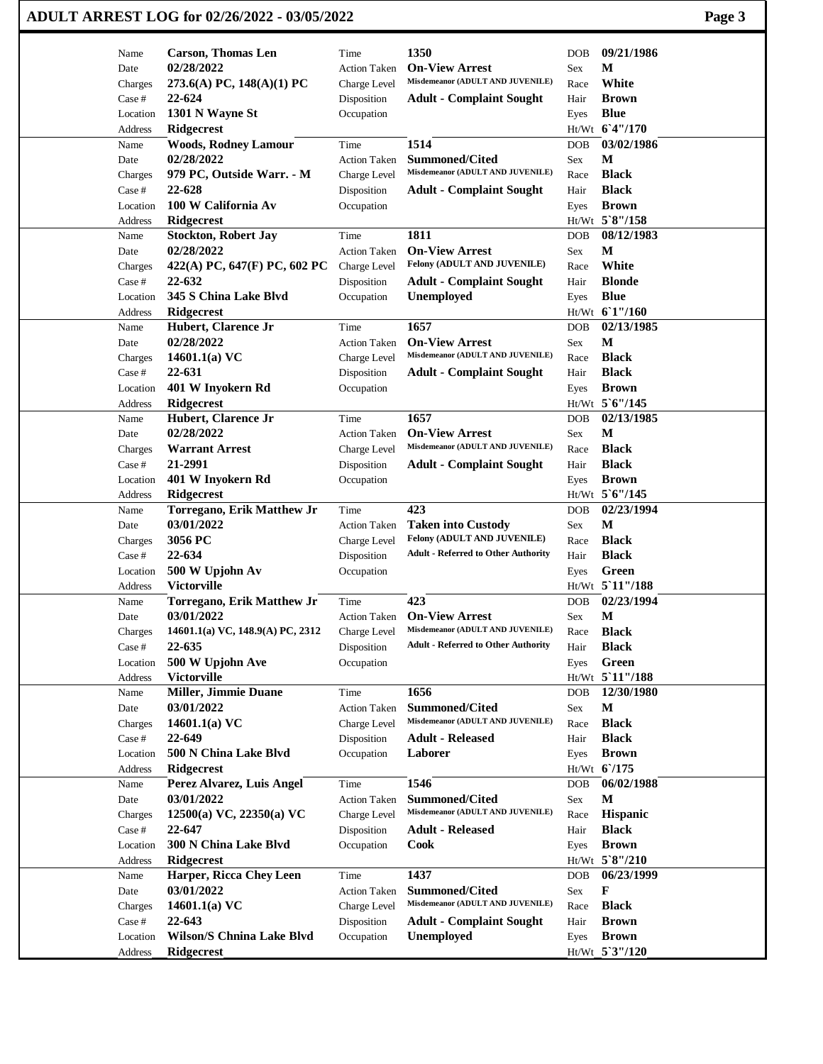# ADULT ARREST LOG for 02/26/2022 - 03/05/2022

| Name | Carson, Thomas Len | Time | 1350 | DOB | 09/21/1986 |
|---|---|---|---|---|---|
| Date | 02/28/2022 | Action Taken | On-View Arrest | Sex | M |
| Charges | 273.6(A) PC, 148(A)(1) PC | Charge Level | Misdemeanor (ADULT AND JUVENILE) | Race | White |
| Case # | 22-624 | Disposition | Adult - Complaint Sought | Hair | Brown |
| Location | 1301 N Wayne St | Occupation | | Eyes | Blue |
| Address | Ridgecrest | | | Ht/Wt | 6`4"/170 |

| Name | Woods, Rodney Lamour | Time | 1514 | DOB | 03/02/1986 |
|---|---|---|---|---|---|
| Date | 02/28/2022 | Action Taken | Summoned/Cited | Sex | M |
| Charges | 979 PC, Outside Warr. - M | Charge Level | Misdemeanor (ADULT AND JUVENILE) | Race | Black |
| Case # | 22-628 | Disposition | Adult - Complaint Sought | Hair | Black |
| Location | 100 W California Av | Occupation | | Eyes | Brown |
| Address | Ridgecrest | | | Ht/Wt | 5`8"/158 |

| Name | Stockton, Robert Jay | Time | 1811 | DOB | 08/12/1983 |
|---|---|---|---|---|---|
| Date | 02/28/2022 | Action Taken | On-View Arrest | Sex | M |
| Charges | 422(A) PC, 647(F) PC, 602 PC | Charge Level | Felony (ADULT AND JUVENILE) | Race | White |
| Case # | 22-632 | Disposition | Adult - Complaint Sought | Hair | Blonde |
| Location | 345 S China Lake Blvd | Occupation | Unemployed | Eyes | Blue |
| Address | Ridgecrest | | | Ht/Wt | 6`1"/160 |

| Name | Hubert, Clarence Jr | Time | 1657 | DOB | 02/13/1985 |
|---|---|---|---|---|---|
| Date | 02/28/2022 | Action Taken | On-View Arrest | Sex | M |
| Charges | 14601.1(a) VC | Charge Level | Misdemeanor (ADULT AND JUVENILE) | Race | Black |
| Case # | 22-631 | Disposition | Adult - Complaint Sought | Hair | Black |
| Location | 401 W Inyokern Rd | Occupation | | Eyes | Brown |
| Address | Ridgecrest | | | Ht/Wt | 5`6"/145 |

| Name | Hubert, Clarence Jr | Time | 1657 | DOB | 02/13/1985 |
|---|---|---|---|---|---|
| Date | 02/28/2022 | Action Taken | On-View Arrest | Sex | M |
| Charges | Warrant Arrest | Charge Level | Misdemeanor (ADULT AND JUVENILE) | Race | Black |
| Case # | 21-2991 | Disposition | Adult - Complaint Sought | Hair | Black |
| Location | 401 W Inyokern Rd | Occupation | | Eyes | Brown |
| Address | Ridgecrest | | | Ht/Wt | 5`6"/145 |

| Name | Torregano, Erik Matthew Jr | Time | 423 | DOB | 02/23/1994 |
|---|---|---|---|---|---|
| Date | 03/01/2022 | Action Taken | Taken into Custody | Sex | M |
| Charges | 3056 PC | Charge Level | Felony (ADULT AND JUVENILE) | Race | Black |
| Case # | 22-634 | Disposition | Adult - Referred to Other Authority | Hair | Black |
| Location | 500 W Upjohn Av | Occupation | | Eyes | Green |
| Address | Victorville | | | Ht/Wt | 5`11"/188 |

| Name | Torregano, Erik Matthew Jr | Time | 423 | DOB | 02/23/1994 |
|---|---|---|---|---|---|
| Date | 03/01/2022 | Action Taken | On-View Arrest | Sex | M |
| Charges | 14601.1(a) VC, 148.9(A) PC, 2312 | Charge Level | Misdemeanor (ADULT AND JUVENILE) | Race | Black |
| Case # | 22-635 | Disposition | Adult - Referred to Other Authority | Hair | Black |
| Location | 500 W Upjohn Ave | Occupation | | Eyes | Green |
| Address | Victorville | | | Ht/Wt | 5`11"/188 |

| Name | Miller, Jimmie Duane | Time | 1656 | DOB | 12/30/1980 |
|---|---|---|---|---|---|
| Date | 03/01/2022 | Action Taken | Summoned/Cited | Sex | M |
| Charges | 14601.1(a) VC | Charge Level | Misdemeanor (ADULT AND JUVENILE) | Race | Black |
| Case # | 22-649 | Disposition | Adult - Released | Hair | Black |
| Location | 500 N China Lake Blvd | Occupation | Laborer | Eyes | Brown |
| Address | Ridgecrest | | | Ht/Wt | 6`/175 |

| Name | Perez Alvarez, Luis Angel | Time | 1546 | DOB | 06/02/1988 |
|---|---|---|---|---|---|
| Date | 03/01/2022 | Action Taken | Summoned/Cited | Sex | M |
| Charges | 12500(a) VC, 22350(a) VC | Charge Level | Misdemeanor (ADULT AND JUVENILE) | Race | Hispanic |
| Case # | 22-647 | Disposition | Adult - Released | Hair | Black |
| Location | 300 N China Lake Blvd | Occupation | Cook | Eyes | Brown |
| Address | Ridgecrest | | | Ht/Wt | 5`8"/210 |

| Name | Harper, Ricca Chey Leen | Time | 1437 | DOB | 06/23/1999 |
|---|---|---|---|---|---|
| Date | 03/01/2022 | Action Taken | Summoned/Cited | Sex | F |
| Charges | 14601.1(a) VC | Charge Level | Misdemeanor (ADULT AND JUVENILE) | Race | Black |
| Case # | 22-643 | Disposition | Adult - Complaint Sought | Hair | Brown |
| Location | Wilson/S Chnina Lake Blvd | Occupation | Unemployed | Eyes | Brown |
| Address | Ridgecrest | | | Ht/Wt | 5`3"/120 |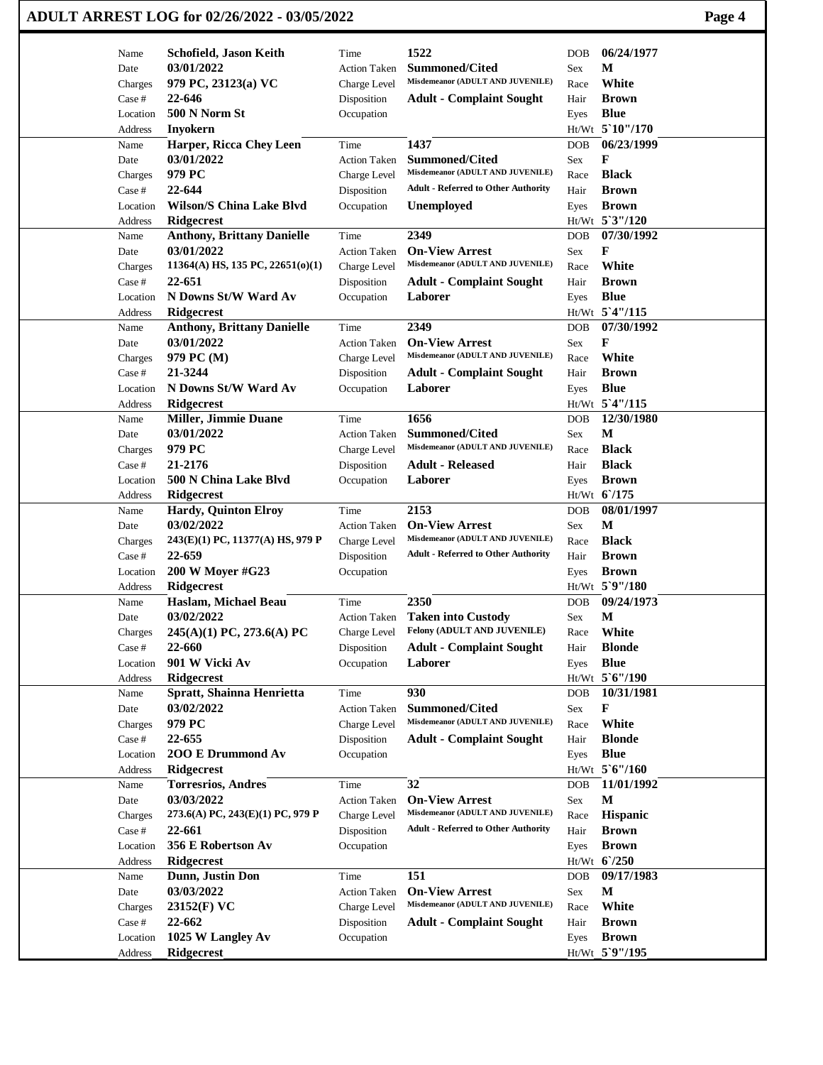# ADULT ARREST LOG for 02/26/2022 - 03/05/2022

| Name | Date | Charges | Case # | Location | Address | Time | Action Taken | Charge Level | Disposition | Occupation | DOB | Sex | Race | Hair | Eyes | Ht/Wt |
|---|---|---|---|---|---|---|---|---|---|---|---|---|---|---|---|---|
| Schofield, Jason Keith | 03/01/2022 | 979 PC, 23123(a) VC | 22-646 | 500 N Norm St | Inyokern | 1522 | Summoned/Cited | Misdemeanor (ADULT AND JUVENILE) | Adult - Complaint Sought | | 06/24/1977 | M | White | Brown | Blue | 5`10"/170 |
| Harper, Ricca Chey Leen | 03/01/2022 | 979 PC | 22-644 | Wilson/S China Lake Blvd | Ridgecrest | 1437 | Summoned/Cited | Misdemeanor (ADULT AND JUVENILE) | Adult - Referred to Other Authority | Unemployed | 06/23/1999 | F | Black | Brown | Brown | 5`3"/120 |
| Anthony, Brittany Danielle | 03/01/2022 | 11364(A) HS, 135 PC, 22651(o)(1) | 22-651 | N Downs St/W Ward Av | Ridgecrest | 2349 | On-View Arrest | Misdemeanor (ADULT AND JUVENILE) | Adult - Complaint Sought | Laborer | 07/30/1992 | F | White | Brown | Blue | 5`4"/115 |
| Anthony, Brittany Danielle | 03/01/2022 | 979 PC (M) | 21-3244 | N Downs St/W Ward Av | Ridgecrest | 2349 | On-View Arrest | Misdemeanor (ADULT AND JUVENILE) | Adult - Complaint Sought | Laborer | 07/30/1992 | F | White | Brown | Blue | 5`4"/115 |
| Miller, Jimmie Duane | 03/01/2022 | 979 PC | 21-2176 | 500 N China Lake Blvd | Ridgecrest | 1656 | Summoned/Cited | Misdemeanor (ADULT AND JUVENILE) | Adult - Released | Laborer | 12/30/1980 | M | Black | Black | Brown | 6`/175 |
| Hardy, Quinton Elroy | 03/02/2022 | 243(E)(1) PC, 11377(A) HS, 979 P | 22-659 | 200 W Moyer #G23 | Ridgecrest | 2153 | On-View Arrest | Misdemeanor (ADULT AND JUVENILE) | Adult - Referred to Other Authority | | 08/01/1997 | M | Black | Brown | Brown | 5`9"/180 |
| Haslam, Michael Beau | 03/02/2022 | 245(A)(1) PC, 273.6(A) PC | 22-660 | 901 W Vicki Av | Ridgecrest | 2350 | Taken into Custody | Felony (ADULT AND JUVENILE) | Adult - Complaint Sought | Laborer | 09/24/1973 | M | White | Blonde | Blue | 5`6"/190 |
| Spratt, Shainna Henrietta | 03/02/2022 | 979 PC | 22-655 | 2OO E Drummond Av | Ridgecrest | 930 | Summoned/Cited | Misdemeanor (ADULT AND JUVENILE) | Adult - Complaint Sought | | 10/31/1981 | F | White | Blonde | Blue | 5`6"/160 |
| Torresrios, Andres | 03/03/2022 | 273.6(A) PC, 243(E)(1) PC, 979 P | 22-661 | 356 E Robertson Av | Ridgecrest | 32 | On-View Arrest | Misdemeanor (ADULT AND JUVENILE) | Adult - Referred to Other Authority | | 11/01/1992 | M | Hispanic | Brown | Brown | 6`/250 |
| Dunn, Justin Don | 03/03/2022 | 23152(F) VC | 22-662 | 1025 W Langley Av | Ridgecrest | 151 | On-View Arrest | Misdemeanor (ADULT AND JUVENILE) | Adult - Complaint Sought | | 09/17/1983 | M | White | Brown | Brown | 5`9"/195 |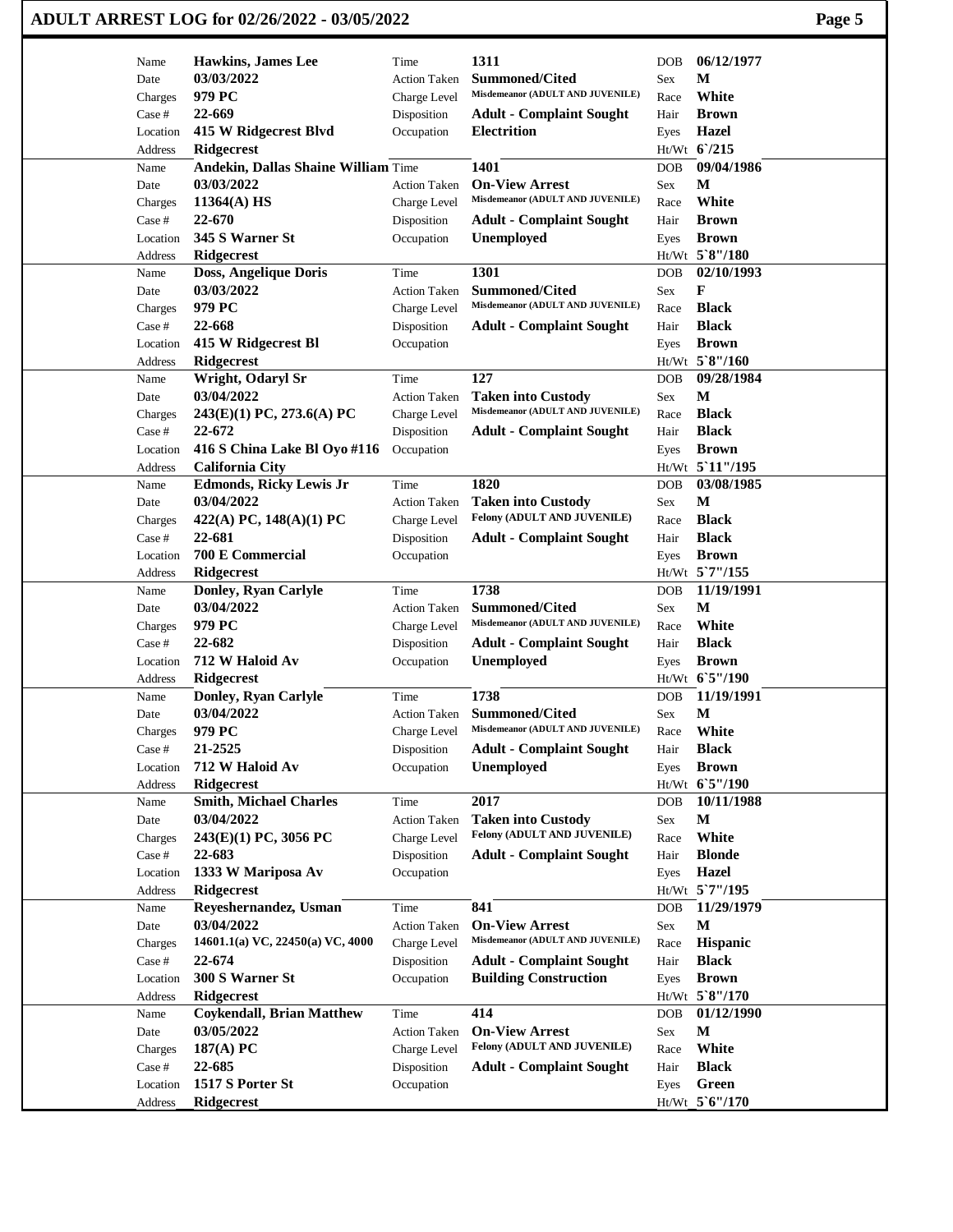# ADULT ARREST LOG for 02/26/2022 - 03/05/2022

| Field | Value | Field | Value | Field | Value |
|---|---|---|---|---|---|
| Name | **Hawkins, James Lee** | Time | **1311** | DOB | **06/12/1977** |
| Date | **03/03/2022** | Action Taken | **Summoned/Cited** | Sex | **M** |
| Charges | **979 PC** | Charge Level | **Misdemeanor (ADULT AND JUVENILE)** | Race | **White** |
| Case # | **22-669** | Disposition | **Adult - Complaint Sought** | Hair | **Brown** |
| Location | **415 W Ridgecrest Blvd** | Occupation | **Electrition** | Eyes | **Hazel** |
| Address | **Ridgecrest** | | | Ht/Wt | **6`/215** |

| Field | Value | Field | Value | Field | Value |
|---|---|---|---|---|---|
| Name | **Andekin, Dallas Shaine William** | Time | **1401** | DOB | **09/04/1986** |
| Date | **03/03/2022** | Action Taken | **On-View Arrest** | Sex | **M** |
| Charges | **11364(A) HS** | Charge Level | **Misdemeanor (ADULT AND JUVENILE)** | Race | **White** |
| Case # | **22-670** | Disposition | **Adult - Complaint Sought** | Hair | **Brown** |
| Location | **345 S Warner St** | Occupation | **Unemployed** | Eyes | **Brown** |
| Address | **Ridgecrest** | | | Ht/Wt | **5`8"/180** |

| Field | Value | Field | Value | Field | Value |
|---|---|---|---|---|---|
| Name | **Doss, Angelique Doris** | Time | **1301** | DOB | **02/10/1993** |
| Date | **03/03/2022** | Action Taken | **Summoned/Cited** | Sex | **F** |
| Charges | **979 PC** | Charge Level | **Misdemeanor (ADULT AND JUVENILE)** | Race | **Black** |
| Case # | **22-668** | Disposition | **Adult - Complaint Sought** | Hair | **Black** |
| Location | **415 W Ridgecrest Bl** | Occupation | | Eyes | **Brown** |
| Address | **Ridgecrest** | | | Ht/Wt | **5`8"/160** |

| Field | Value | Field | Value | Field | Value |
|---|---|---|---|---|---|
| Name | **Wright, Odaryl Sr** | Time | **127** | DOB | **09/28/1984** |
| Date | **03/04/2022** | Action Taken | **Taken into Custody** | Sex | **M** |
| Charges | **243(E)(1) PC, 273.6(A) PC** | Charge Level | **Misdemeanor (ADULT AND JUVENILE)** | Race | **Black** |
| Case # | **22-672** | Disposition | **Adult - Complaint Sought** | Hair | **Black** |
| Location | **416 S China Lake Bl Oyo #116** | Occupation | | Eyes | **Brown** |
| Address | **California City** | | | Ht/Wt | **5`11"/195** |

| Field | Value | Field | Value | Field | Value |
|---|---|---|---|---|---|
| Name | **Edmonds, Ricky Lewis Jr** | Time | **1820** | DOB | **03/08/1985** |
| Date | **03/04/2022** | Action Taken | **Taken into Custody** | Sex | **M** |
| Charges | **422(A) PC, 148(A)(1) PC** | Charge Level | **Felony (ADULT AND JUVENILE)** | Race | **Black** |
| Case # | **22-681** | Disposition | **Adult - Complaint Sought** | Hair | **Black** |
| Location | **700 E Commercial** | Occupation | | Eyes | **Brown** |
| Address | **Ridgecrest** | | | Ht/Wt | **5`7"/155** |

| Field | Value | Field | Value | Field | Value |
|---|---|---|---|---|---|
| Name | **Donley, Ryan Carlyle** | Time | **1738** | DOB | **11/19/1991** |
| Date | **03/04/2022** | Action Taken | **Summoned/Cited** | Sex | **M** |
| Charges | **979 PC** | Charge Level | **Misdemeanor (ADULT AND JUVENILE)** | Race | **White** |
| Case # | **22-682** | Disposition | **Adult - Complaint Sought** | Hair | **Black** |
| Location | **712 W Haloid Av** | Occupation | **Unemployed** | Eyes | **Brown** |
| Address | **Ridgecrest** | | | Ht/Wt | **6`5"/190** |

| Field | Value | Field | Value | Field | Value |
|---|---|---|---|---|---|
| Name | **Donley, Ryan Carlyle** | Time | **1738** | DOB | **11/19/1991** |
| Date | **03/04/2022** | Action Taken | **Summoned/Cited** | Sex | **M** |
| Charges | **979 PC** | Charge Level | **Misdemeanor (ADULT AND JUVENILE)** | Race | **White** |
| Case # | **21-2525** | Disposition | **Adult - Complaint Sought** | Hair | **Black** |
| Location | **712 W Haloid Av** | Occupation | **Unemployed** | Eyes | **Brown** |
| Address | **Ridgecrest** | | | Ht/Wt | **6`5"/190** |

| Field | Value | Field | Value | Field | Value |
|---|---|---|---|---|---|
| Name | **Smith, Michael Charles** | Time | **2017** | DOB | **10/11/1988** |
| Date | **03/04/2022** | Action Taken | **Taken into Custody** | Sex | **M** |
| Charges | **243(E)(1) PC, 3056 PC** | Charge Level | **Felony (ADULT AND JUVENILE)** | Race | **White** |
| Case # | **22-683** | Disposition | **Adult - Complaint Sought** | Hair | **Blonde** |
| Location | **1333 W Mariposa Av** | Occupation | | Eyes | **Hazel** |
| Address | **Ridgecrest** | | | Ht/Wt | **5`7"/195** |

| Field | Value | Field | Value | Field | Value |
|---|---|---|---|---|---|
| Name | **Reyeshernandez, Usman** | Time | **841** | DOB | **11/29/1979** |
| Date | **03/04/2022** | Action Taken | **On-View Arrest** | Sex | **M** |
| Charges | **14601.1(a) VC, 22450(a) VC, 4000** | Charge Level | **Misdemeanor (ADULT AND JUVENILE)** | Race | **Hispanic** |
| Case # | **22-674** | Disposition | **Adult - Complaint Sought** | Hair | **Black** |
| Location | **300 S Warner St** | Occupation | **Building Construction** | Eyes | **Brown** |
| Address | **Ridgecrest** | | | Ht/Wt | **5`8"/170** |

| Field | Value | Field | Value | Field | Value |
|---|---|---|---|---|---|
| Name | **Coykendall, Brian Matthew** | Time | **414** | DOB | **01/12/1990** |
| Date | **03/05/2022** | Action Taken | **On-View Arrest** | Sex | **M** |
| Charges | **187(A) PC** | Charge Level | **Felony (ADULT AND JUVENILE)** | Race | **White** |
| Case # | **22-685** | Disposition | **Adult - Complaint Sought** | Hair | **Black** |
| Location | **1517 S Porter St** | Occupation | | Eyes | **Green** |
| Address | **Ridgecrest** | | | Ht/Wt | **5`6"/170** |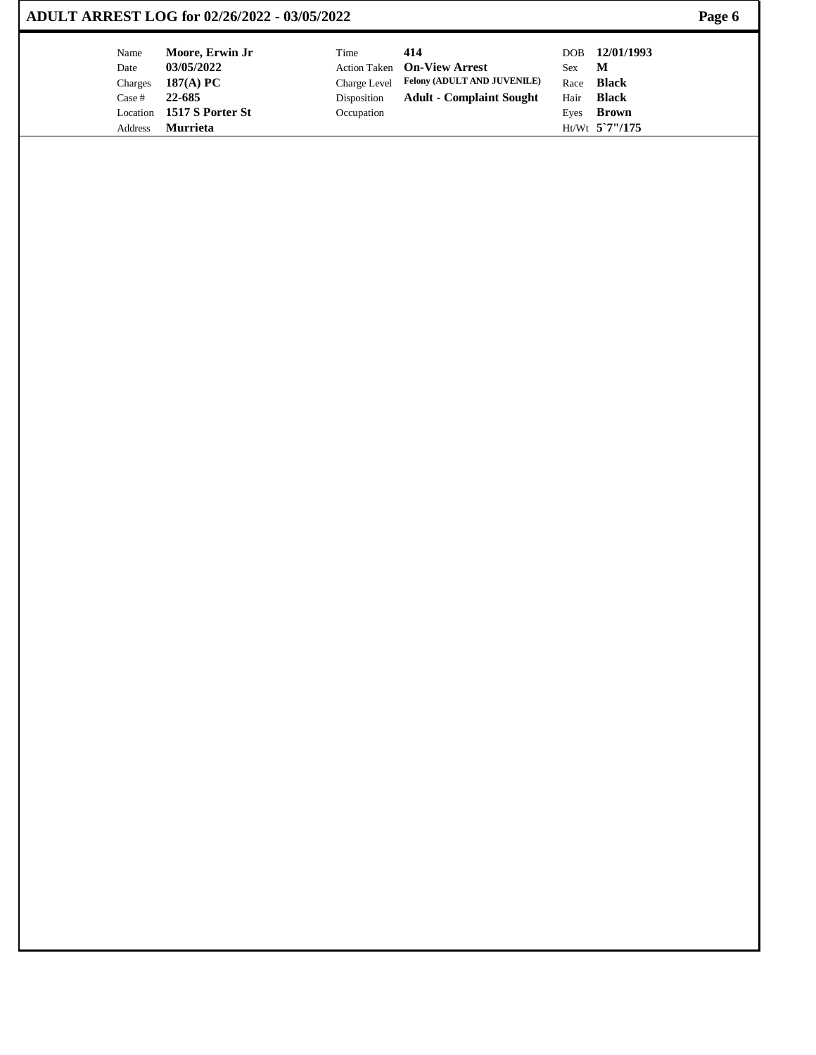## ADULT ARREST LOG for 02/26/2022 - 03/05/2022

| | | | | | |
|---|---|---|---|---|---|
| Name | **Moore, Erwin Jr** | Time | **414** | DOB | **12/01/1993** |
| Date | **03/05/2022** | Action Taken | **On-View Arrest** | Sex | **M** |
| Charges | **187(A) PC** | Charge Level | **Felony (ADULT AND JUVENILE)** | Race | **Black** |
| Case # | **22-685** | Disposition | **Adult - Complaint Sought** | Hair | **Black** |
| Location | **1517 S Porter St** | Occupation | | Eyes | **Brown** |
| Address | **Murrieta** | | | Ht/Wt | **5`7"/175** |